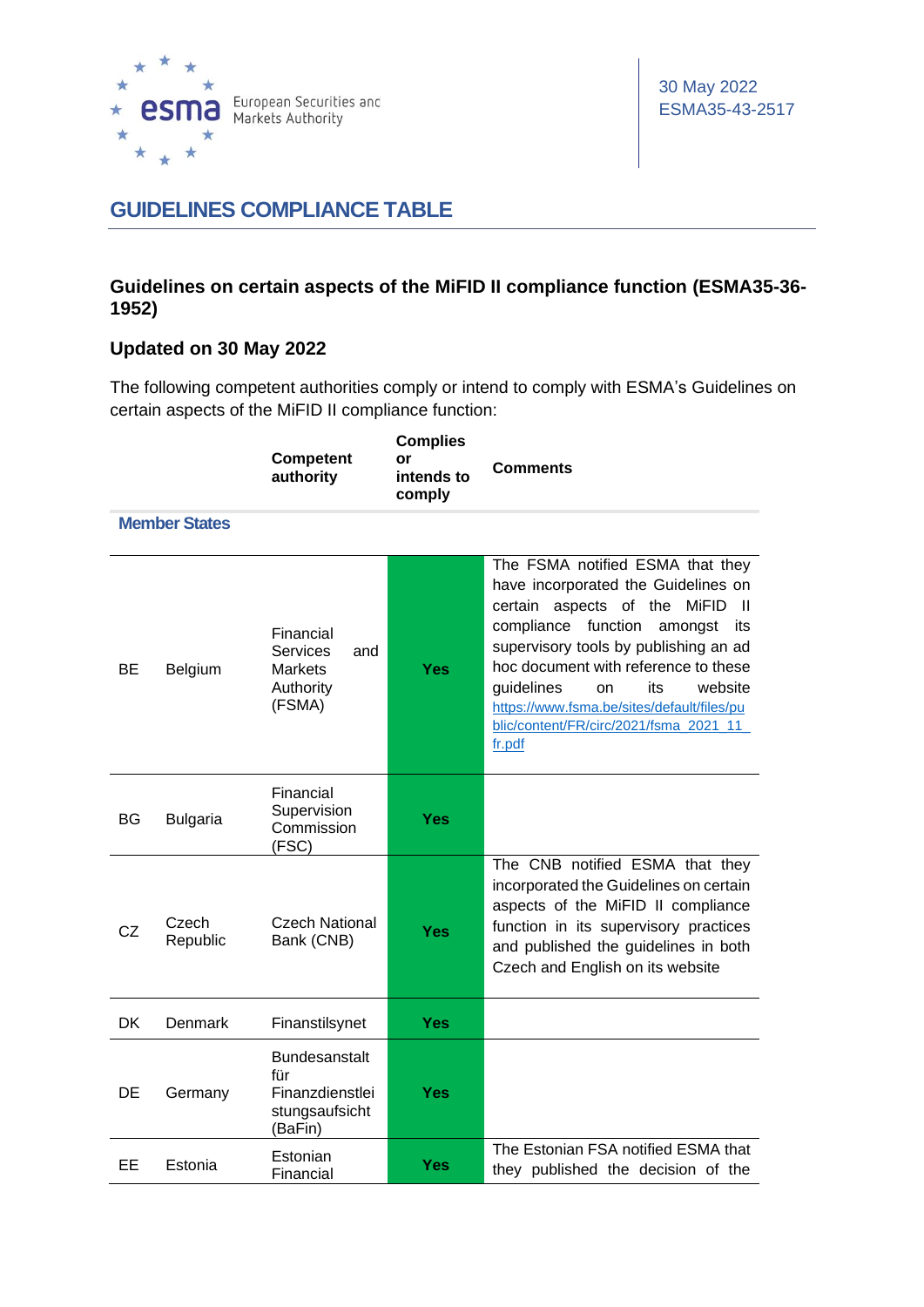30 May 2022
ESMA35-43-2517

# GUIDELINES COMPLIANCE TABLE

## Guidelines on certain aspects of the MiFID II compliance function (ESMA35-36-1952)

## Updated on 30 May 2022

The following competent authorities comply or intend to comply with ESMA's Guidelines on certain aspects of the MiFID II compliance function:

| | | Competent authority | Complies or intends to comply | Comments |
|---|---|---|---|---|
| **Member States** | | | | |
| BE | Belgium | Financial Services and Markets Authority (FSMA) | Yes | The FSMA notified ESMA that they have incorporated the Guidelines on certain aspects of the MiFID II compliance function amongst its supervisory tools by publishing an ad hoc document with reference to these guidelines on its website https://www.fsma.be/sites/default/files/public/content/FR/circ/2021/fsma_2021_11_fr.pdf |
| BG | Bulgaria | Financial Supervision Commission (FSC) | Yes | |
| CZ | Czech Republic | Czech National Bank (CNB) | Yes | The CNB notified ESMA that they incorporated the Guidelines on certain aspects of the MiFID II compliance function in its supervisory practices and published the guidelines in both Czech and English on its website |
| DK | Denmark | Finanstilsynet | Yes | |
| DE | Germany | Bundesanstalt für Finanzdienstleistungsaufsicht (BaFin) | Yes | |
| EE | Estonia | Estonian Financial | Yes | The Estonian FSA notified ESMA that they published the decision of the |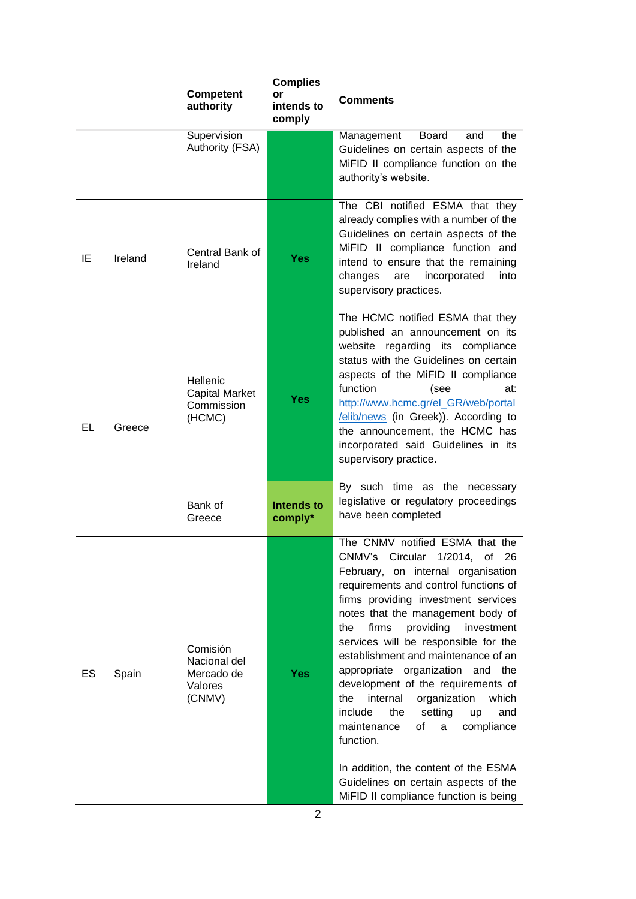| | | Competent authority | Complies or intends to comply | Comments |
|---|---|---|---|---|
| | | Supervision Authority (FSA) | | Management Board and the Guidelines on certain aspects of the MiFID II compliance function on the authority's website. |
| IE | Ireland | Central Bank of Ireland | Yes | The CBI notified ESMA that they already complies with a number of the Guidelines on certain aspects of the MiFID II compliance function and intend to ensure that the remaining changes are incorporated into supervisory practices. |
| EL | Greece | Hellenic Capital Market Commission (HCMC) | Yes | The HCMC notified ESMA that they published an announcement on its website regarding its compliance status with the Guidelines on certain aspects of the MiFID II compliance function (see at: [http://www.hcmc.gr/el_GR/web/portal/elib/news](http://www.hcmc.gr/el_GR/web/portal/elib/news) (in Greek)). According to the announcement, the HCMC has incorporated said Guidelines in its supervisory practice. |
| | | Bank of Greece | Intends to comply* | By such time as the necessary legislative or regulatory proceedings have been completed |
| ES | Spain | Comisión Nacional del Mercado de Valores (CNMV) | Yes | The CNMV notified ESMA that the CNMV's Circular 1/2014, of 26 February, on internal organisation requirements and control functions of firms providing investment services notes that the management body of the firms providing investment services will be responsible for the establishment and maintenance of an appropriate organization and the development of the requirements of the internal organization which include the setting up and maintenance of a compliance function.<br><br>In addition, the content of the ESMA Guidelines on certain aspects of the MiFID II compliance function is being |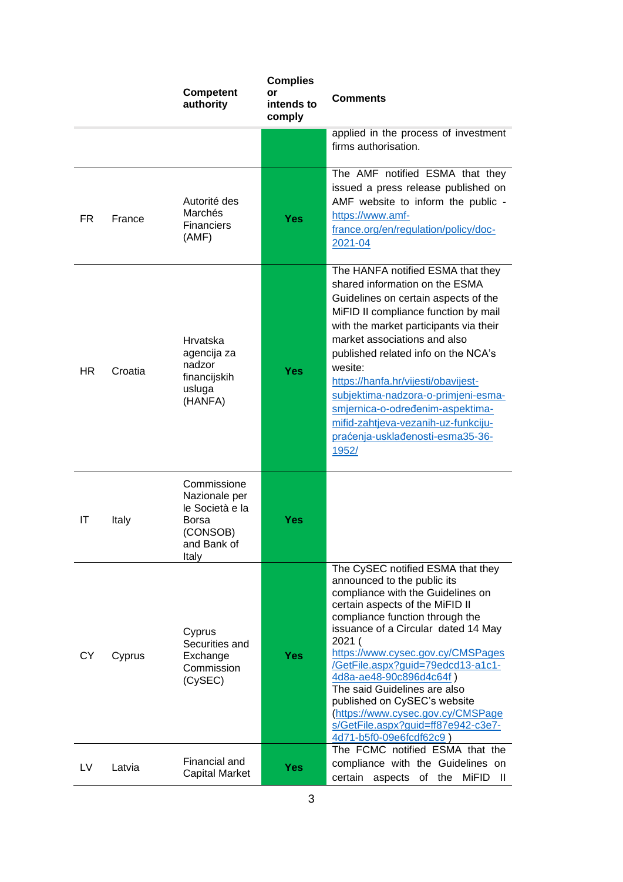| | | Competent authority | Complies or intends to comply | Comments |
|---|---|---|---|---|
| | | | | applied in the process of investment firms authorisation. |
| FR | France | Autorité des Marchés Financiers (AMF) | Yes | The AMF notified ESMA that they issued a press release published on AMF website to inform the public - https://www.amf-france.org/en/regulation/policy/doc-2021-04 |
| HR | Croatia | Hrvatska agencija za nadzor financijskih usluga (HANFA) | Yes | The HANFA notified ESMA that they shared information on the ESMA Guidelines on certain aspects of the MiFID II compliance function by mail with the market participants via their market associations and also published related info on the NCA's wesite: https://hanfa.hr/vijesti/obavijest-subjektima-nadzora-o-primjeni-esma-smjernica-o-određenim-aspektima-mifid-zahtjeva-vezanih-uz-funkciju-praćenja-usklađenosti-esma35-36-1952/ |
| IT | Italy | Commissione Nazionale per le Società e la Borsa (CONSOB) and Bank of Italy | Yes | |
| CY | Cyprus | Cyprus Securities and Exchange Commission (CySEC) | Yes | The CySEC notified ESMA that they announced to the public its compliance with the Guidelines on certain aspects of the MiFID II compliance function through the issuance of a Circular dated 14 May 2021 ( https://www.cysec.gov.cy/CMSPages/GetFile.aspx?guid=79edcd13-a1c1-4d8a-ae48-90c896d4c64f ) The said Guidelines are also published on CySEC's website (https://www.cysec.gov.cy/CMSPages/GetFile.aspx?guid=ff87e942-c3e7-4d71-b5f0-09e6fcdf62c9 ) |
| LV | Latvia | Financial and Capital Market | Yes | The FCMC notified ESMA that the compliance with the Guidelines on certain aspects of the MiFID II |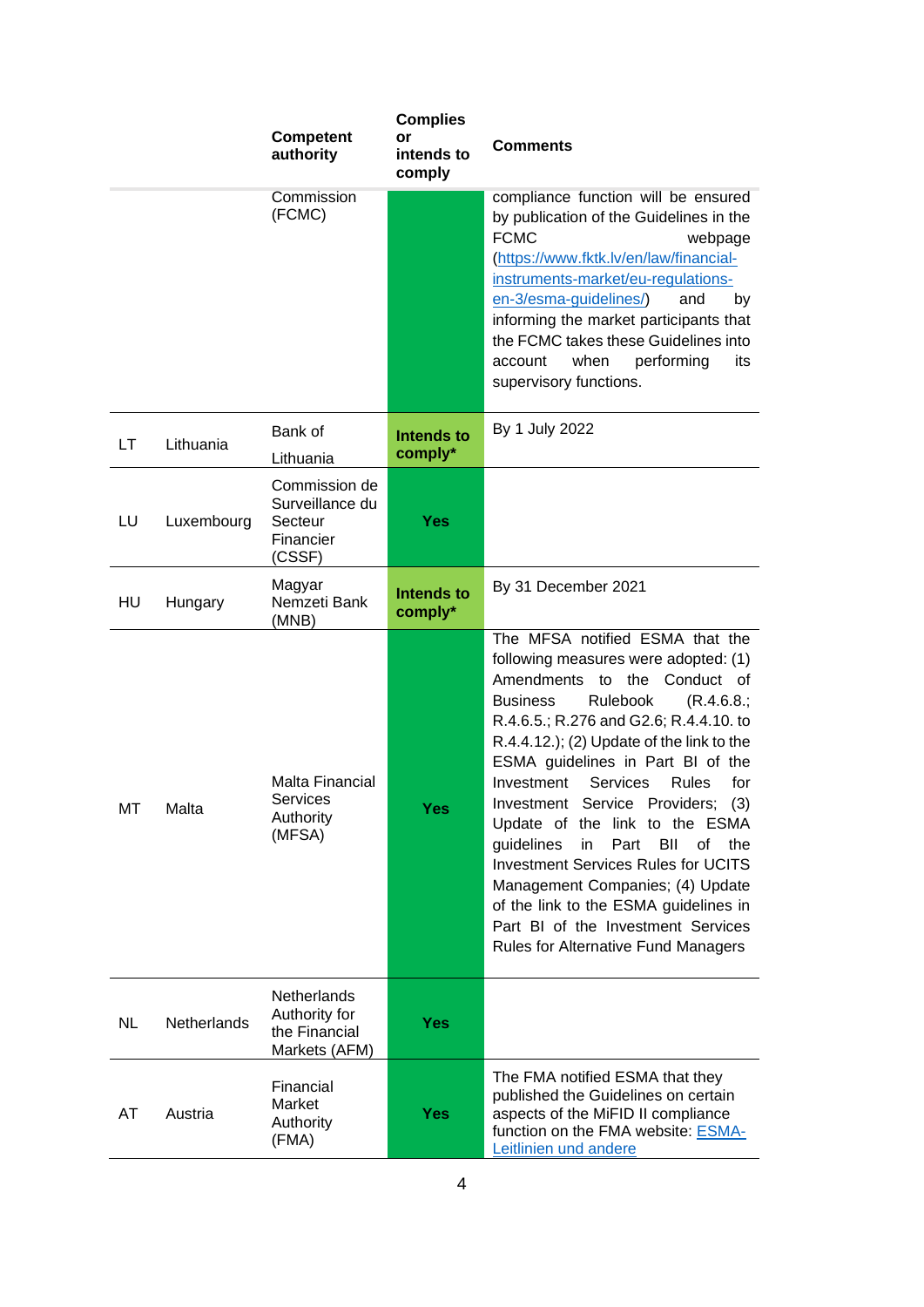| | | Competent authority | Complies or intends to comply | Comments |
|---|---|---|---|---|
| | | Commission (FCMC) | | compliance function will be ensured by publication of the Guidelines in the FCMC webpage (https://www.fktk.lv/en/law/financial-instruments-market/eu-regulations-en-3/esma-guidelines/) and by informing the market participants that the FCMC takes these Guidelines into account when performing its supervisory functions. |
| LT | Lithuania | Bank of Lithuania | **Intends to comply*** | By 1 July 2022 |
| LU | Luxembourg | Commission de Surveillance du Secteur Financier (CSSF) | **Yes** | |
| HU | Hungary | Magyar Nemzeti Bank (MNB) | **Intends to comply*** | By 31 December 2021 |
| MT | Malta | Malta Financial Services Authority (MFSA) | **Yes** | The MFSA notified ESMA that the following measures were adopted: (1) Amendments to the Conduct of Business Rulebook (R.4.6.8.; R.4.6.5.; R.276 and G2.6; R.4.4.10. to R.4.4.12.); (2) Update of the link to the ESMA guidelines in Part BI of the Investment Services Rules for Investment Service Providers; (3) Update of the link to the ESMA guidelines in Part BII of the Investment Services Rules for UCITS Management Companies; (4) Update of the link to the ESMA guidelines in Part BI of the Investment Services Rules for Alternative Fund Managers |
| NL | Netherlands | Netherlands Authority for the Financial Markets (AFM) | **Yes** | |
| AT | Austria | Financial Market Authority (FMA) | **Yes** | The FMA notified ESMA that they published the Guidelines on certain aspects of the MiFID II compliance function on the FMA website: ESMA-Leitlinien und andere |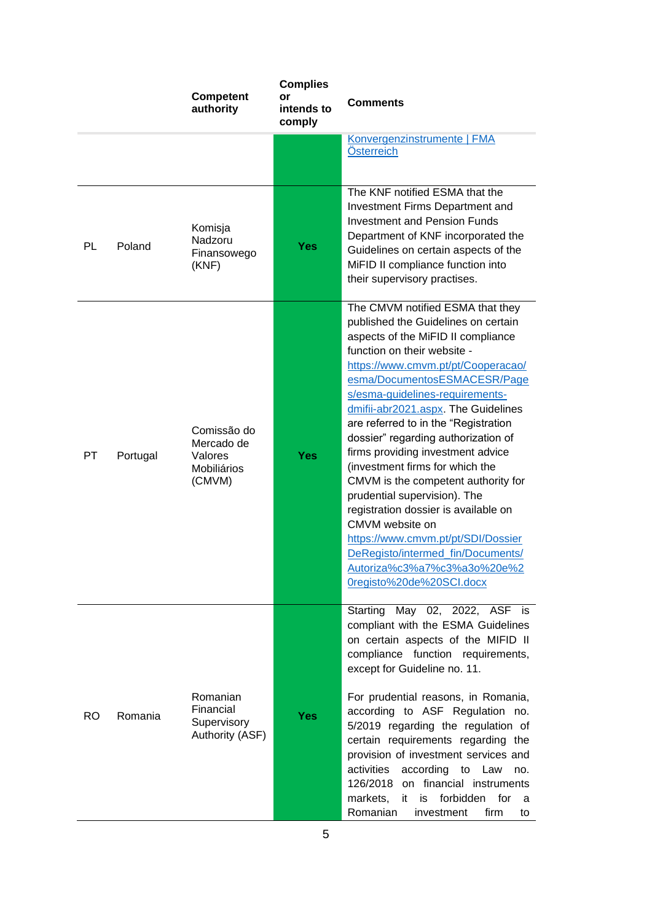| | | Competent authority | Complies or intends to comply | Comments |
|---|---|---|---|---|
| | | | | Konvergenzinstrumente \| FMA Österreich |
| PL | Poland | Komisja Nadzoru Finansowego (KNF) | Yes | The KNF notified ESMA that the Investment Firms Department and Investment and Pension Funds Department of KNF incorporated the Guidelines on certain aspects of the MiFID II compliance function into their supervisory practises. |
| PT | Portugal | Comissão do Mercado de Valores Mobiliários (CMVM) | Yes | The CMVM notified ESMA that they published the Guidelines on certain aspects of the MiFID II compliance function on their website - https://www.cmvm.pt/pt/Cooperacao/esma/DocumentosESMACESR/Pages/esma-guidelines-requirements-dmifii-abr2021.aspx. The Guidelines are referred to in the "Registration dossier" regarding authorization of firms providing investment advice (investment firms for which the CMVM is the competent authority for prudential supervision). The registration dossier is available on CMVM website on https://www.cmvm.pt/pt/SDI/DossierDeRegisto/intermed_fin/Documents/Autoriza%c3%a7%c3%a3o%20e%20registo%20de%20SCI.docx |
| RO | Romania | Romanian Financial Supervisory Authority (ASF) | Yes | Starting May 02, 2022, ASF is compliant with the ESMA Guidelines on certain aspects of the MIFID II compliance function requirements, except for Guideline no. 11.<br><br>For prudential reasons, in Romania, according to ASF Regulation no. 5/2019 regarding the regulation of certain requirements regarding the provision of investment services and activities according to Law no. 126/2018 on financial instruments markets, it is forbidden for a Romanian investment firm to |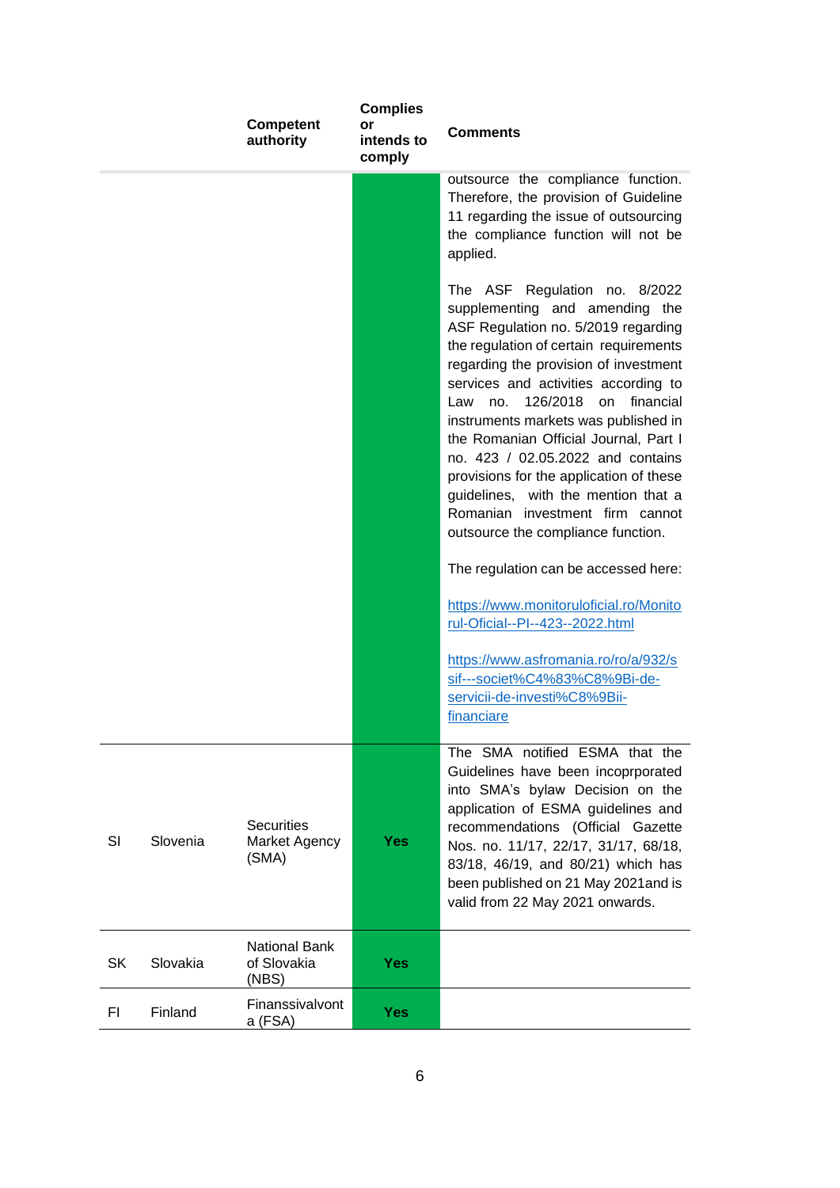| | | Competent authority | Complies or intends to comply | Comments |
|---|---|---|---|---|
| | | | | outsource the compliance function. Therefore, the provision of Guideline 11 regarding the issue of outsourcing the compliance function will not be applied.<br><br>The ASF Regulation no. 8/2022 supplementing and amending the ASF Regulation no. 5/2019 regarding the regulation of certain requirements regarding the provision of investment services and activities according to Law no. 126/2018 on financial instruments markets was published in the Romanian Official Journal, Part I no. 423 / 02.05.2022 and contains provisions for the application of these guidelines, with the mention that a Romanian investment firm cannot outsource the compliance function.<br><br>The regulation can be accessed here:<br><br>https://www.monitoruloficial.ro/Monitorul-Oficial--PI--423--2022.html<br><br>https://www.asfromania.ro/ro/a/932/ssif---societ%C4%83%C8%9Bi-de-servicii-de-investi%C8%9Bii-financiare |
| SI | Slovenia | Securities Market Agency (SMA) | **Yes** | The SMA notified ESMA that the Guidelines have been incoprporated into SMA's bylaw Decision on the application of ESMA guidelines and recommendations (Official Gazette Nos. no. 11/17, 22/17, 31/17, 68/18, 83/18, 46/19, and 80/21) which has been published on 21 May 2021and is valid from 22 May 2021 onwards. |
| SK | Slovakia | National Bank of Slovakia (NBS) | **Yes** | |
| FI | Finland | Finanssivalvonta (FSA) | **Yes** | |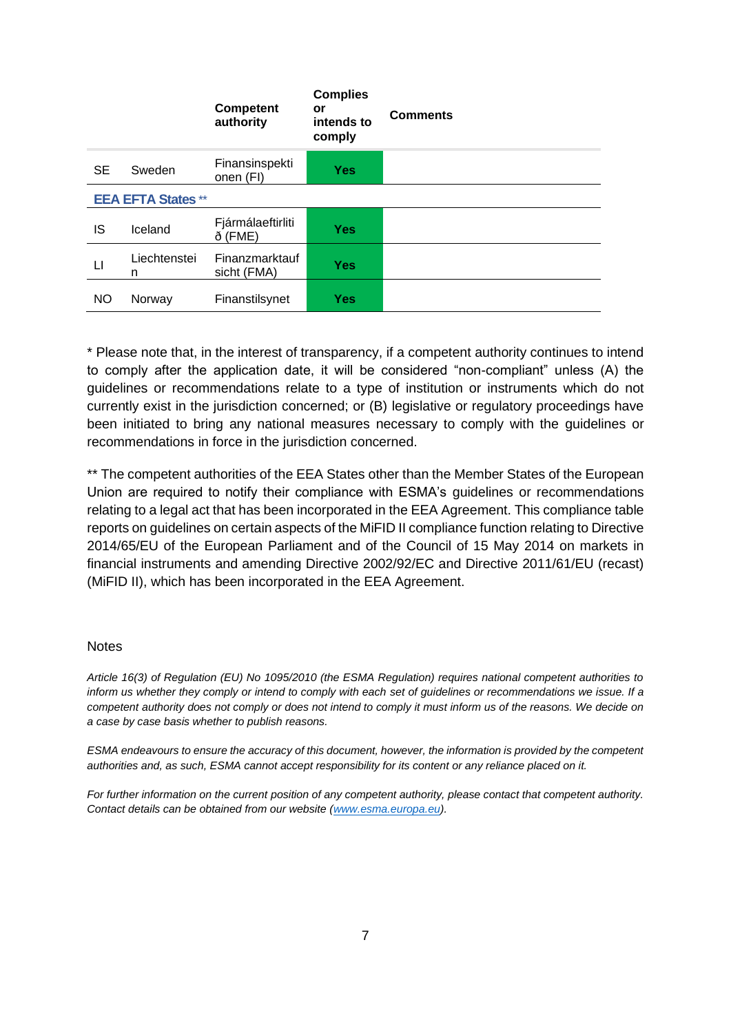| | | Competent authority | Complies or intends to comply | Comments |
|---|---|---|---|---|
| SE | Sweden | Finansinspektionen (FI) | Yes | |
| **EEA EFTA States** ** | | | | |
| IS | Iceland | Fjármálaeftirlitið (FME) | Yes | |
| LI | Liechtenstein | Finanzmarktaufsicht (FMA) | Yes | |
| NO | Norway | Finanstilsynet | Yes | |

* Please note that, in the interest of transparency, if a competent authority continues to intend to comply after the application date, it will be considered "non-compliant" unless (A) the guidelines or recommendations relate to a type of institution or instruments which do not currently exist in the jurisdiction concerned; or (B) legislative or regulatory proceedings have been initiated to bring any national measures necessary to comply with the guidelines or recommendations in force in the jurisdiction concerned.

** The competent authorities of the EEA States other than the Member States of the European Union are required to notify their compliance with ESMA's guidelines or recommendations relating to a legal act that has been incorporated in the EEA Agreement. This compliance table reports on guidelines on certain aspects of the MiFID II compliance function relating to Directive 2014/65/EU of the European Parliament and of the Council of 15 May 2014 on markets in financial instruments and amending Directive 2002/92/EC and Directive 2011/61/EU (recast) (MiFID II), which has been incorporated in the EEA Agreement.

Notes

*Article 16(3) of Regulation (EU) No 1095/2010 (the ESMA Regulation) requires national competent authorities to inform us whether they comply or intend to comply with each set of guidelines or recommendations we issue. If a competent authority does not comply or does not intend to comply it must inform us of the reasons. We decide on a case by case basis whether to publish reasons.*

*ESMA endeavours to ensure the accuracy of this document, however, the information is provided by the competent authorities and, as such, ESMA cannot accept responsibility for its content or any reliance placed on it.*

*For further information on the current position of any competent authority, please contact that competent authority. Contact details can be obtained from our website ([www.esma.europa.eu](www.esma.europa.eu)).*